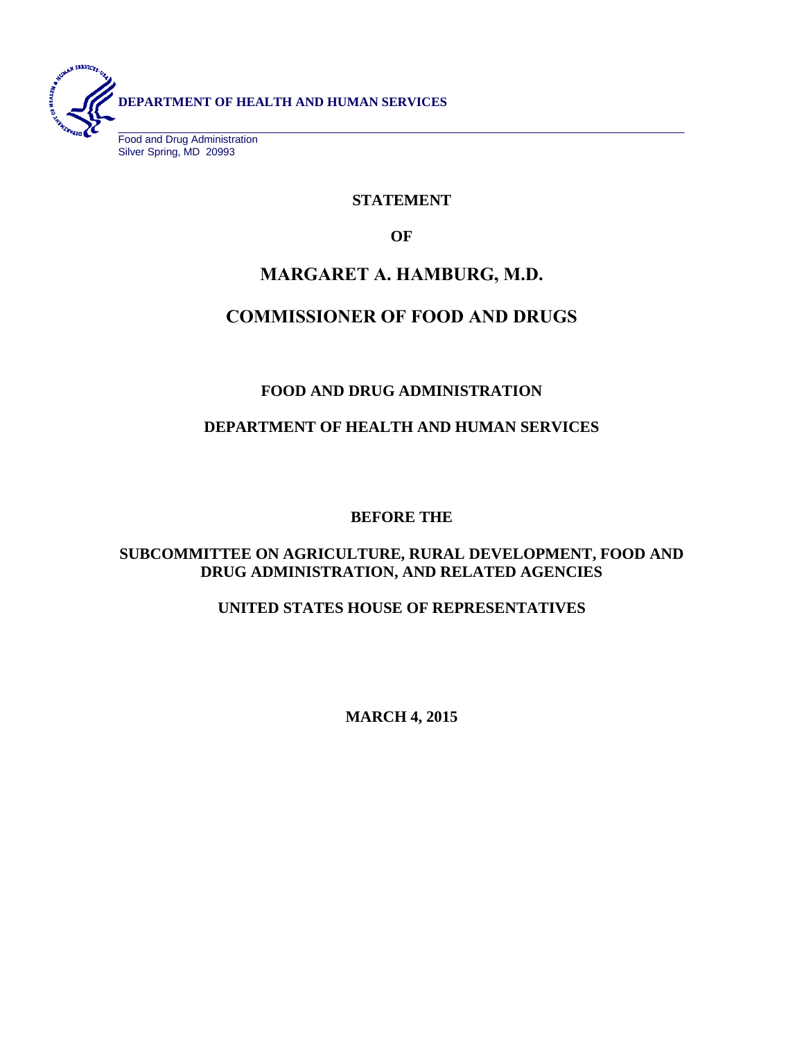**DEPARTMENT OF HEALTH AND HUMAN SERVICES**

Food and Drug Administration
Silver Spring, MD 20993

**STATEMENT**

**OF**

# MARGARET A. HAMBURG, M.D.

# COMMISSIONER OF FOOD AND DRUGS

**FOOD AND DRUG ADMINISTRATION**

**DEPARTMENT OF HEALTH AND HUMAN SERVICES**

**BEFORE THE**

**SUBCOMMITTEE ON AGRICULTURE, RURAL DEVELOPMENT, FOOD AND DRUG ADMINISTRATION, AND RELATED AGENCIES**

**UNITED STATES HOUSE OF REPRESENTATIVES**

**MARCH 4, 2015**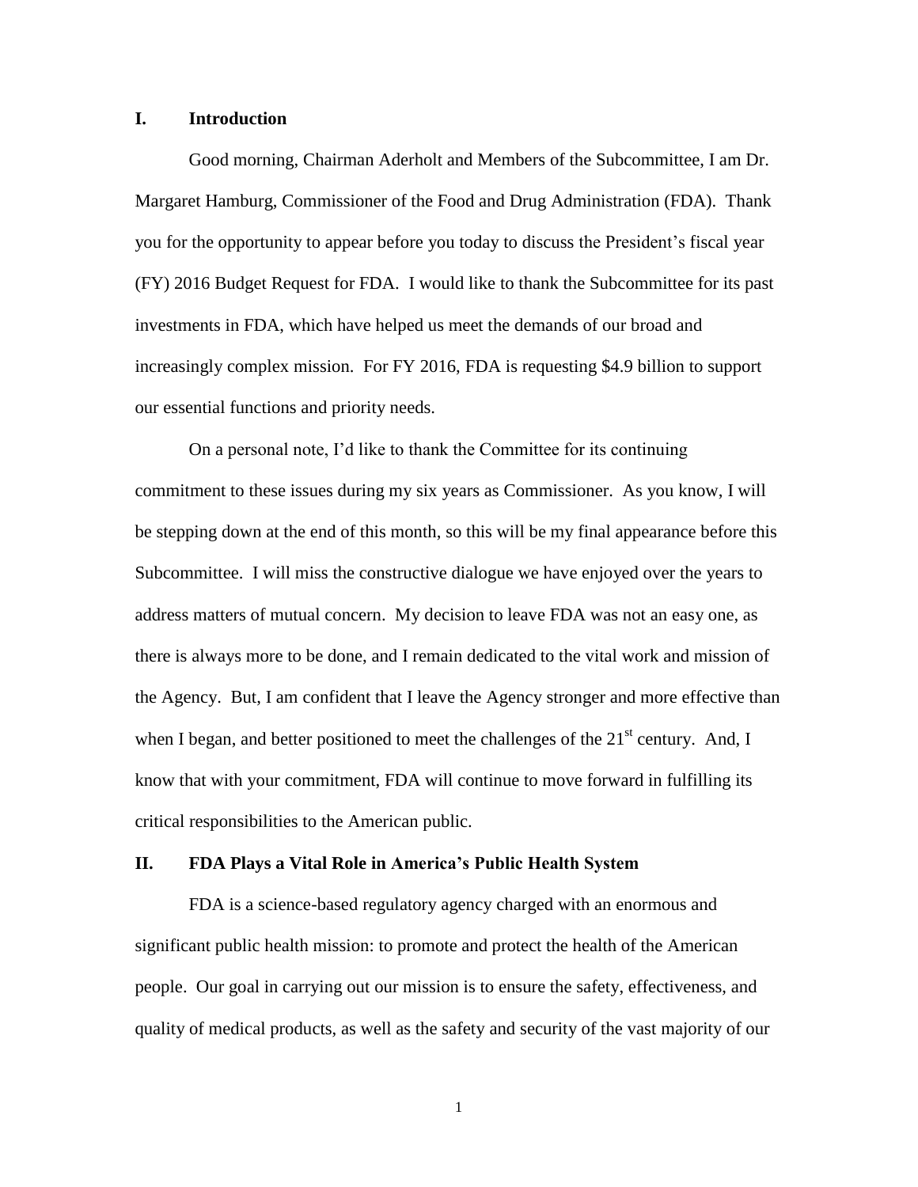## I. Introduction

Good morning, Chairman Aderholt and Members of the Subcommittee, I am Dr. Margaret Hamburg, Commissioner of the Food and Drug Administration (FDA). Thank you for the opportunity to appear before you today to discuss the President's fiscal year (FY) 2016 Budget Request for FDA. I would like to thank the Subcommittee for its past investments in FDA, which have helped us meet the demands of our broad and increasingly complex mission. For FY 2016, FDA is requesting $4.9 billion to support our essential functions and priority needs.

On a personal note, I'd like to thank the Committee for its continuing commitment to these issues during my six years as Commissioner. As you know, I will be stepping down at the end of this month, so this will be my final appearance before this Subcommittee. I will miss the constructive dialogue we have enjoyed over the years to address matters of mutual concern. My decision to leave FDA was not an easy one, as there is always more to be done, and I remain dedicated to the vital work and mission of the Agency. But, I am confident that I leave the Agency stronger and more effective than when I began, and better positioned to meet the challenges of the 21st century. And, I know that with your commitment, FDA will continue to move forward in fulfilling its critical responsibilities to the American public.

## II. FDA Plays a Vital Role in America's Public Health System

FDA is a science-based regulatory agency charged with an enormous and significant public health mission: to promote and protect the health of the American people. Our goal in carrying out our mission is to ensure the safety, effectiveness, and quality of medical products, as well as the safety and security of the vast majority of our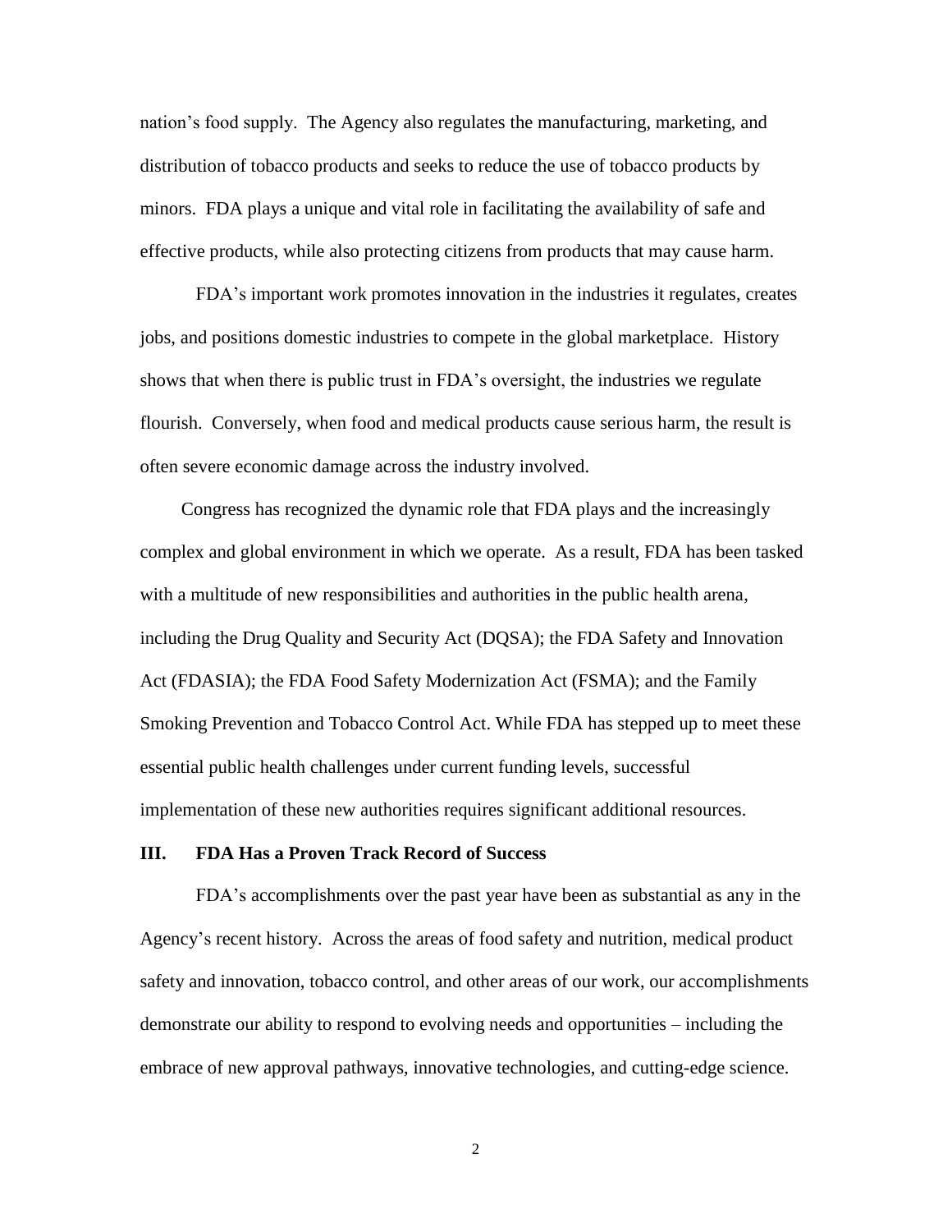nation's food supply. The Agency also regulates the manufacturing, marketing, and distribution of tobacco products and seeks to reduce the use of tobacco products by minors. FDA plays a unique and vital role in facilitating the availability of safe and effective products, while also protecting citizens from products that may cause harm.

FDA's important work promotes innovation in the industries it regulates, creates jobs, and positions domestic industries to compete in the global marketplace. History shows that when there is public trust in FDA's oversight, the industries we regulate flourish. Conversely, when food and medical products cause serious harm, the result is often severe economic damage across the industry involved.

Congress has recognized the dynamic role that FDA plays and the increasingly complex and global environment in which we operate. As a result, FDA has been tasked with a multitude of new responsibilities and authorities in the public health arena, including the Drug Quality and Security Act (DQSA); the FDA Safety and Innovation Act (FDASIA); the FDA Food Safety Modernization Act (FSMA); and the Family Smoking Prevention and Tobacco Control Act. While FDA has stepped up to meet these essential public health challenges under current funding levels, successful implementation of these new authorities requires significant additional resources.

## III. FDA Has a Proven Track Record of Success

FDA's accomplishments over the past year have been as substantial as any in the Agency's recent history. Across the areas of food safety and nutrition, medical product safety and innovation, tobacco control, and other areas of our work, our accomplishments demonstrate our ability to respond to evolving needs and opportunities – including the embrace of new approval pathways, innovative technologies, and cutting-edge science.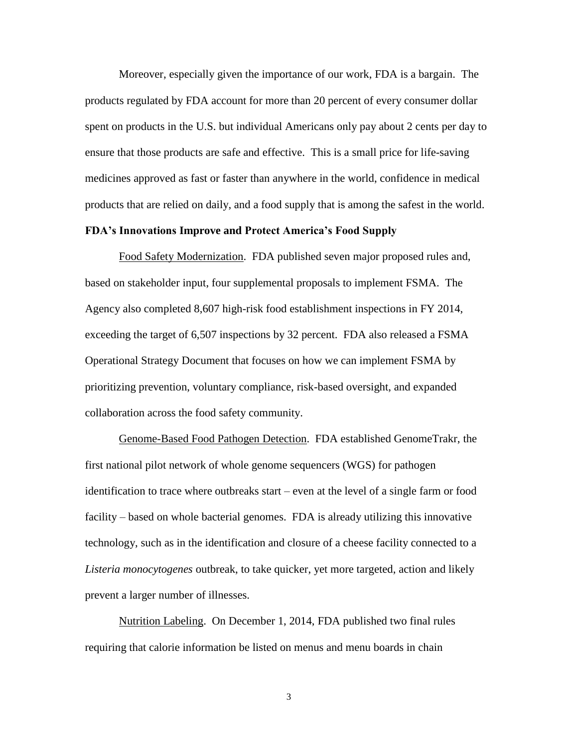Moreover, especially given the importance of our work, FDA is a bargain. The products regulated by FDA account for more than 20 percent of every consumer dollar spent on products in the U.S. but individual Americans only pay about 2 cents per day to ensure that those products are safe and effective. This is a small price for life-saving medicines approved as fast or faster than anywhere in the world, confidence in medical products that are relied on daily, and a food supply that is among the safest in the world.

**FDA's Innovations Improve and Protect America's Food Supply**

Food Safety Modernization. FDA published seven major proposed rules and, based on stakeholder input, four supplemental proposals to implement FSMA. The Agency also completed 8,607 high-risk food establishment inspections in FY 2014, exceeding the target of 6,507 inspections by 32 percent. FDA also released a FSMA Operational Strategy Document that focuses on how we can implement FSMA by prioritizing prevention, voluntary compliance, risk-based oversight, and expanded collaboration across the food safety community.

Genome-Based Food Pathogen Detection. FDA established GenomeTrakr, the first national pilot network of whole genome sequencers (WGS) for pathogen identification to trace where outbreaks start – even at the level of a single farm or food facility – based on whole bacterial genomes. FDA is already utilizing this innovative technology, such as in the identification and closure of a cheese facility connected to a *Listeria monocytogenes* outbreak, to take quicker, yet more targeted, action and likely prevent a larger number of illnesses.

Nutrition Labeling. On December 1, 2014, FDA published two final rules requiring that calorie information be listed on menus and menu boards in chain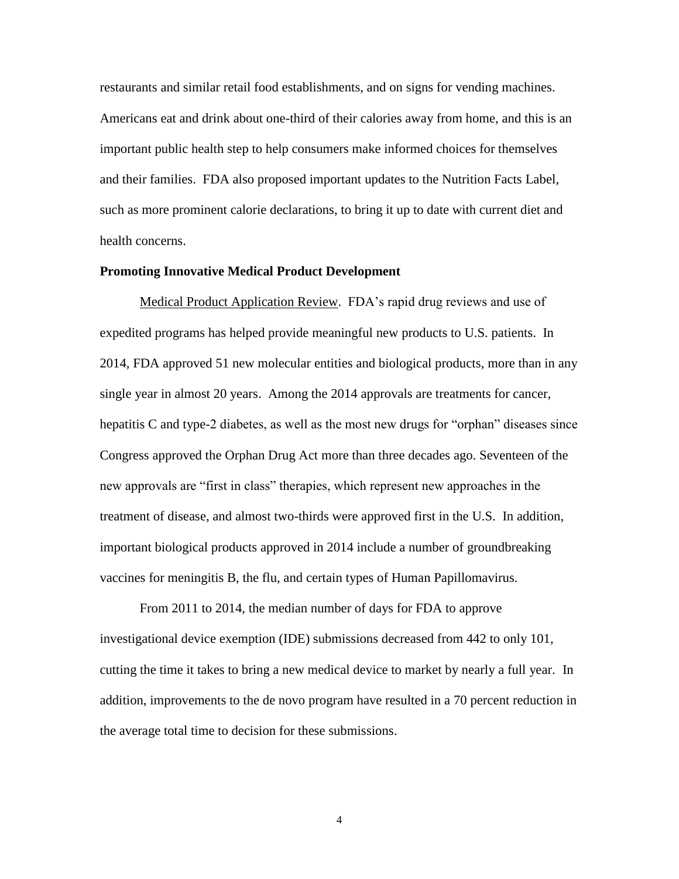restaurants and similar retail food establishments, and on signs for vending machines. Americans eat and drink about one-third of their calories away from home, and this is an important public health step to help consumers make informed choices for themselves and their families. FDA also proposed important updates to the Nutrition Facts Label, such as more prominent calorie declarations, to bring it up to date with current diet and health concerns.

**Promoting Innovative Medical Product Development**

Medical Product Application Review. FDA's rapid drug reviews and use of expedited programs has helped provide meaningful new products to U.S. patients. In 2014, FDA approved 51 new molecular entities and biological products, more than in any single year in almost 20 years. Among the 2014 approvals are treatments for cancer, hepatitis C and type-2 diabetes, as well as the most new drugs for "orphan" diseases since Congress approved the Orphan Drug Act more than three decades ago. Seventeen of the new approvals are "first in class" therapies, which represent new approaches in the treatment of disease, and almost two-thirds were approved first in the U.S. In addition, important biological products approved in 2014 include a number of groundbreaking vaccines for meningitis B, the flu, and certain types of Human Papillomavirus.

From 2011 to 2014, the median number of days for FDA to approve investigational device exemption (IDE) submissions decreased from 442 to only 101, cutting the time it takes to bring a new medical device to market by nearly a full year. In addition, improvements to the de novo program have resulted in a 70 percent reduction in the average total time to decision for these submissions.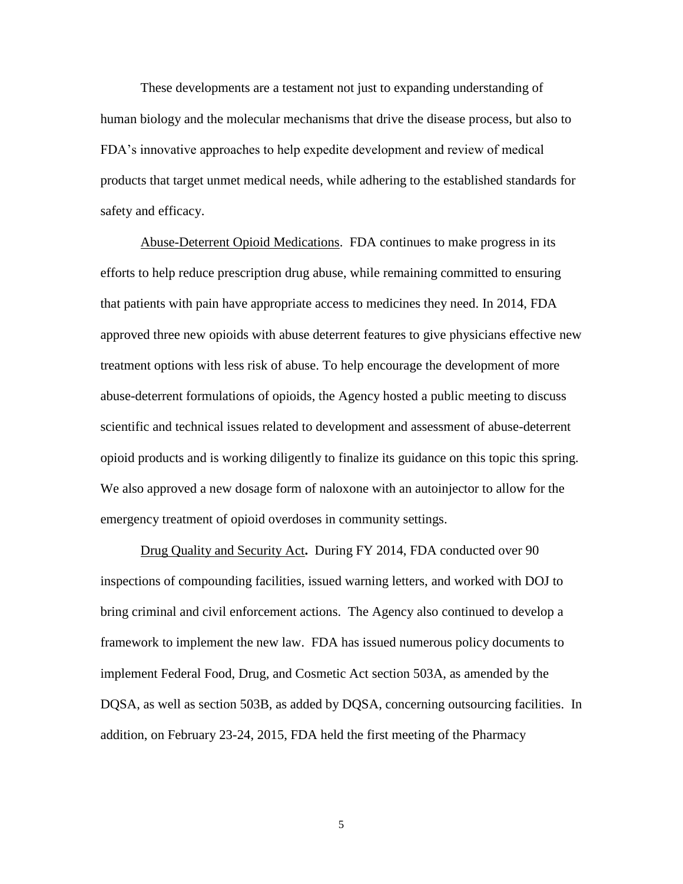These developments are a testament not just to expanding understanding of human biology and the molecular mechanisms that drive the disease process, but also to FDA's innovative approaches to help expedite development and review of medical products that target unmet medical needs, while adhering to the established standards for safety and efficacy.

Abuse-Deterrent Opioid Medications. FDA continues to make progress in its efforts to help reduce prescription drug abuse, while remaining committed to ensuring that patients with pain have appropriate access to medicines they need. In 2014, FDA approved three new opioids with abuse deterrent features to give physicians effective new treatment options with less risk of abuse. To help encourage the development of more abuse-deterrent formulations of opioids, the Agency hosted a public meeting to discuss scientific and technical issues related to development and assessment of abuse-deterrent opioid products and is working diligently to finalize its guidance on this topic this spring. We also approved a new dosage form of naloxone with an autoinjector to allow for the emergency treatment of opioid overdoses in community settings.

Drug Quality and Security Act**.** During FY 2014, FDA conducted over 90 inspections of compounding facilities, issued warning letters, and worked with DOJ to bring criminal and civil enforcement actions. The Agency also continued to develop a framework to implement the new law. FDA has issued numerous policy documents to implement Federal Food, Drug, and Cosmetic Act section 503A, as amended by the DQSA, as well as section 503B, as added by DQSA, concerning outsourcing facilities. In addition, on February 23-24, 2015, FDA held the first meeting of the Pharmacy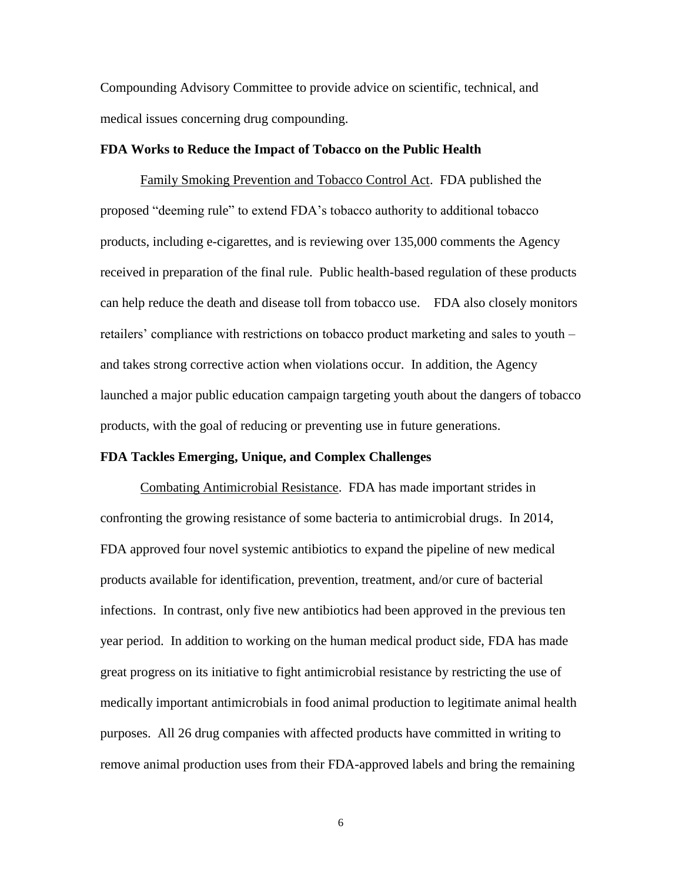Compounding Advisory Committee to provide advice on scientific, technical, and medical issues concerning drug compounding.

**FDA Works to Reduce the Impact of Tobacco on the Public Health**

Family Smoking Prevention and Tobacco Control Act. FDA published the proposed "deeming rule" to extend FDA's tobacco authority to additional tobacco products, including e-cigarettes, and is reviewing over 135,000 comments the Agency received in preparation of the final rule. Public health-based regulation of these products can help reduce the death and disease toll from tobacco use. FDA also closely monitors retailers' compliance with restrictions on tobacco product marketing and sales to youth – and takes strong corrective action when violations occur. In addition, the Agency launched a major public education campaign targeting youth about the dangers of tobacco products, with the goal of reducing or preventing use in future generations.

**FDA Tackles Emerging, Unique, and Complex Challenges**

Combating Antimicrobial Resistance. FDA has made important strides in confronting the growing resistance of some bacteria to antimicrobial drugs. In 2014, FDA approved four novel systemic antibiotics to expand the pipeline of new medical products available for identification, prevention, treatment, and/or cure of bacterial infections. In contrast, only five new antibiotics had been approved in the previous ten year period. In addition to working on the human medical product side, FDA has made great progress on its initiative to fight antimicrobial resistance by restricting the use of medically important antimicrobials in food animal production to legitimate animal health purposes. All 26 drug companies with affected products have committed in writing to remove animal production uses from their FDA-approved labels and bring the remaining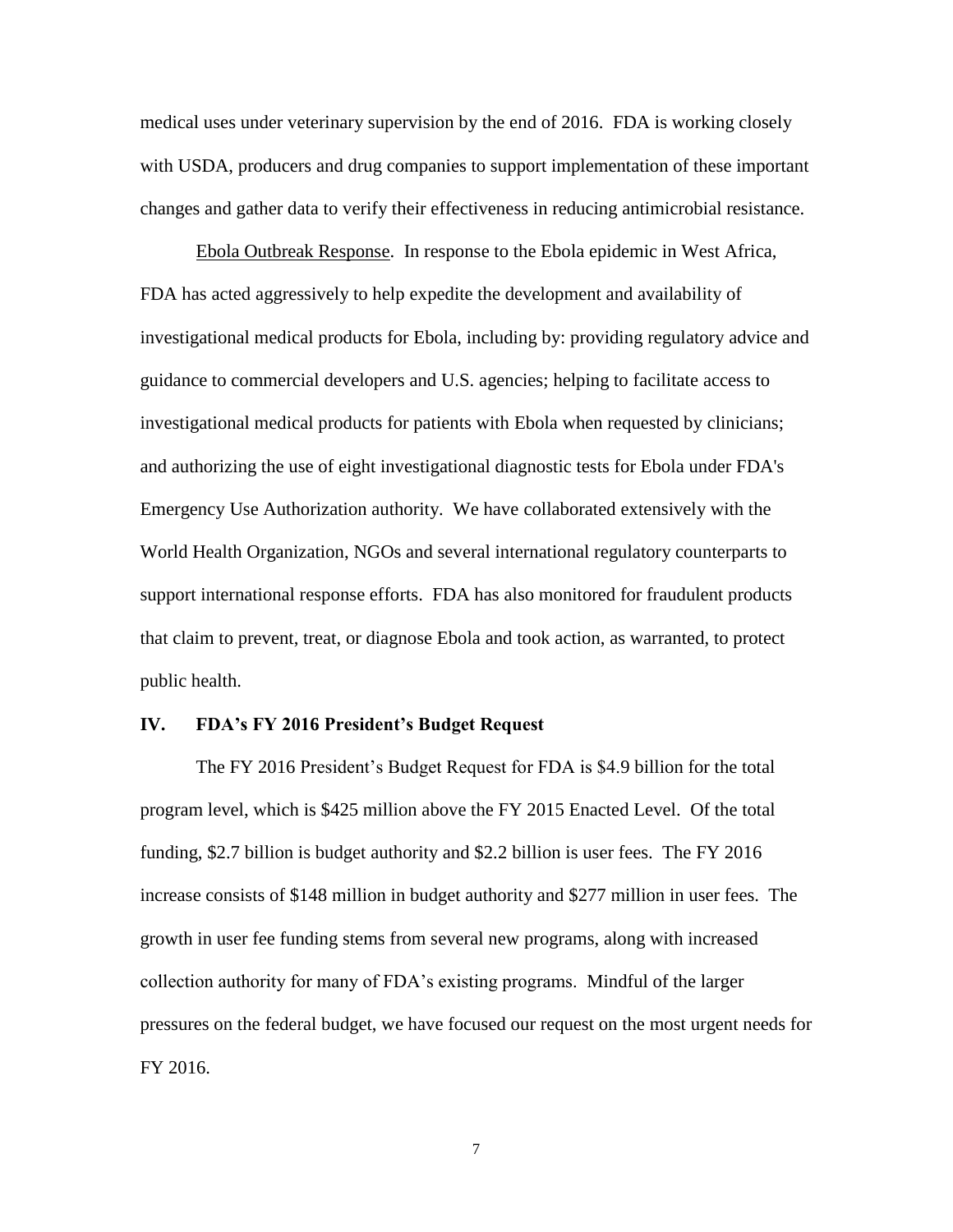medical uses under veterinary supervision by the end of 2016. FDA is working closely with USDA, producers and drug companies to support implementation of these important changes and gather data to verify their effectiveness in reducing antimicrobial resistance.

Ebola Outbreak Response. In response to the Ebola epidemic in West Africa, FDA has acted aggressively to help expedite the development and availability of investigational medical products for Ebola, including by: providing regulatory advice and guidance to commercial developers and U.S. agencies; helping to facilitate access to investigational medical products for patients with Ebola when requested by clinicians; and authorizing the use of eight investigational diagnostic tests for Ebola under FDA's Emergency Use Authorization authority. We have collaborated extensively with the World Health Organization, NGOs and several international regulatory counterparts to support international response efforts. FDA has also monitored for fraudulent products that claim to prevent, treat, or diagnose Ebola and took action, as warranted, to protect public health.

## IV. FDA's FY 2016 President's Budget Request

The FY 2016 President's Budget Request for FDA is $4.9 billion for the total program level, which is $425 million above the FY 2015 Enacted Level. Of the total funding, $2.7 billion is budget authority and $2.2 billion is user fees. The FY 2016 increase consists of $148 million in budget authority and $277 million in user fees. The growth in user fee funding stems from several new programs, along with increased collection authority for many of FDA's existing programs. Mindful of the larger pressures on the federal budget, we have focused our request on the most urgent needs for FY 2016.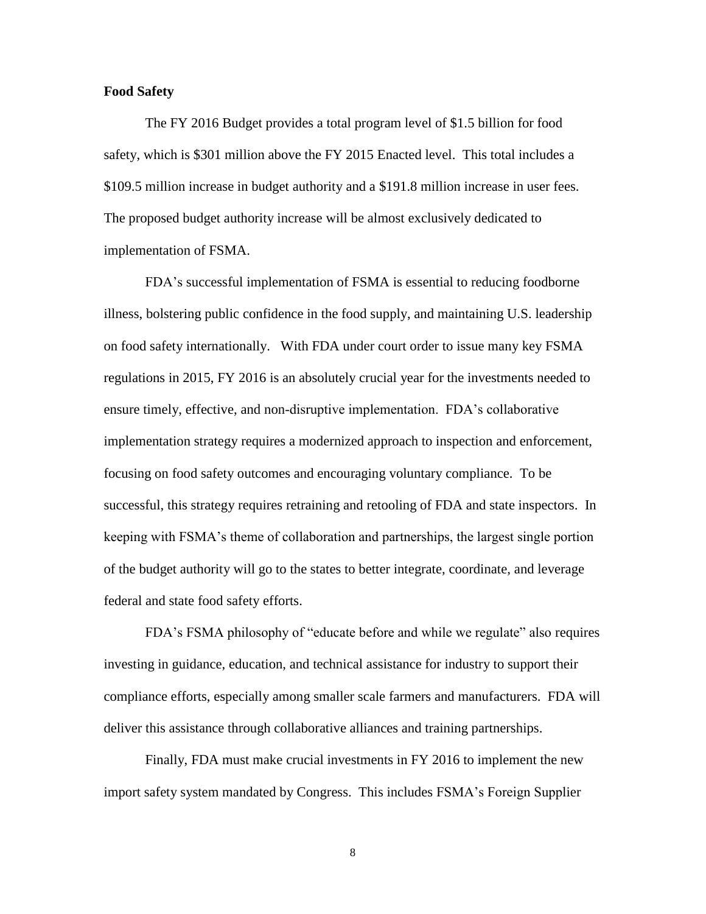**Food Safety**

The FY 2016 Budget provides a total program level of $1.5 billion for food safety, which is $301 million above the FY 2015 Enacted level. This total includes a $109.5 million increase in budget authority and a $191.8 million increase in user fees. The proposed budget authority increase will be almost exclusively dedicated to implementation of FSMA.

FDA's successful implementation of FSMA is essential to reducing foodborne illness, bolstering public confidence in the food supply, and maintaining U.S. leadership on food safety internationally. With FDA under court order to issue many key FSMA regulations in 2015, FY 2016 is an absolutely crucial year for the investments needed to ensure timely, effective, and non-disruptive implementation. FDA's collaborative implementation strategy requires a modernized approach to inspection and enforcement, focusing on food safety outcomes and encouraging voluntary compliance. To be successful, this strategy requires retraining and retooling of FDA and state inspectors. In keeping with FSMA's theme of collaboration and partnerships, the largest single portion of the budget authority will go to the states to better integrate, coordinate, and leverage federal and state food safety efforts.

FDA's FSMA philosophy of "educate before and while we regulate" also requires investing in guidance, education, and technical assistance for industry to support their compliance efforts, especially among smaller scale farmers and manufacturers. FDA will deliver this assistance through collaborative alliances and training partnerships.

Finally, FDA must make crucial investments in FY 2016 to implement the new import safety system mandated by Congress. This includes FSMA's Foreign Supplier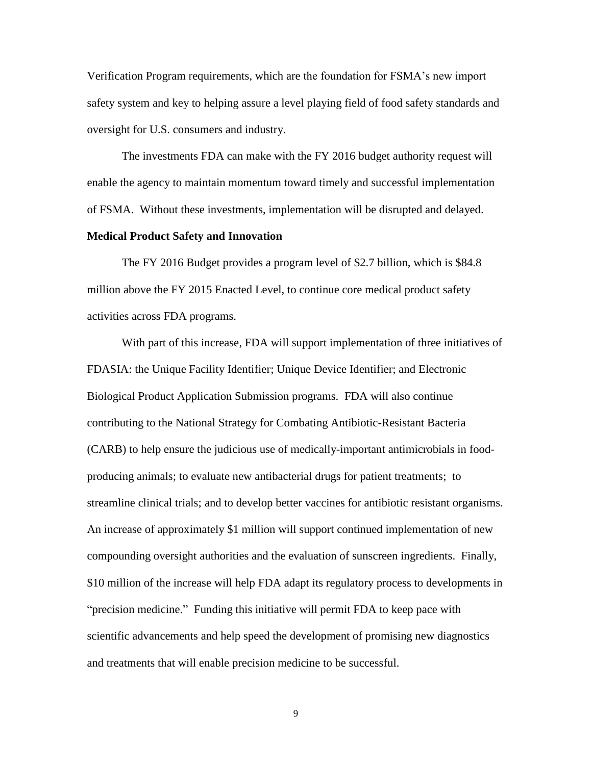Verification Program requirements, which are the foundation for FSMA's new import safety system and key to helping assure a level playing field of food safety standards and oversight for U.S. consumers and industry.

The investments FDA can make with the FY 2016 budget authority request will enable the agency to maintain momentum toward timely and successful implementation of FSMA. Without these investments, implementation will be disrupted and delayed.

**Medical Product Safety and Innovation**

The FY 2016 Budget provides a program level of $2.7 billion, which is $84.8 million above the FY 2015 Enacted Level, to continue core medical product safety activities across FDA programs.

With part of this increase, FDA will support implementation of three initiatives of FDASIA: the Unique Facility Identifier; Unique Device Identifier; and Electronic Biological Product Application Submission programs. FDA will also continue contributing to the National Strategy for Combating Antibiotic-Resistant Bacteria (CARB) to help ensure the judicious use of medically-important antimicrobials in food-producing animals; to evaluate new antibacterial drugs for patient treatments; to streamline clinical trials; and to develop better vaccines for antibiotic resistant organisms. An increase of approximately $1 million will support continued implementation of new compounding oversight authorities and the evaluation of sunscreen ingredients. Finally, $10 million of the increase will help FDA adapt its regulatory process to developments in "precision medicine." Funding this initiative will permit FDA to keep pace with scientific advancements and help speed the development of promising new diagnostics and treatments that will enable precision medicine to be successful.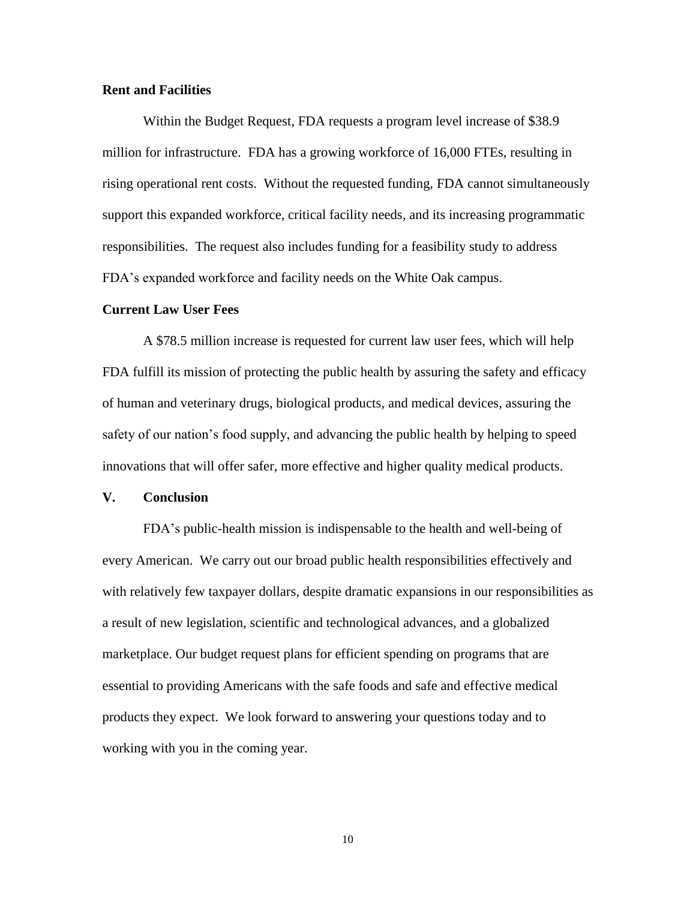### Rent and Facilities

Within the Budget Request, FDA requests a program level increase of $38.9 million for infrastructure. FDA has a growing workforce of 16,000 FTEs, resulting in rising operational rent costs. Without the requested funding, FDA cannot simultaneously support this expanded workforce, critical facility needs, and its increasing programmatic responsibilities. The request also includes funding for a feasibility study to address FDA's expanded workforce and facility needs on the White Oak campus.

### Current Law User Fees

A $78.5 million increase is requested for current law user fees, which will help FDA fulfill its mission of protecting the public health by assuring the safety and efficacy of human and veterinary drugs, biological products, and medical devices, assuring the safety of our nation's food supply, and advancing the public health by helping to speed innovations that will offer safer, more effective and higher quality medical products.

## V. Conclusion

FDA's public-health mission is indispensable to the health and well-being of every American. We carry out our broad public health responsibilities effectively and with relatively few taxpayer dollars, despite dramatic expansions in our responsibilities as a result of new legislation, scientific and technological advances, and a globalized marketplace. Our budget request plans for efficient spending on programs that are essential to providing Americans with the safe foods and safe and effective medical products they expect. We look forward to answering your questions today and to working with you in the coming year.